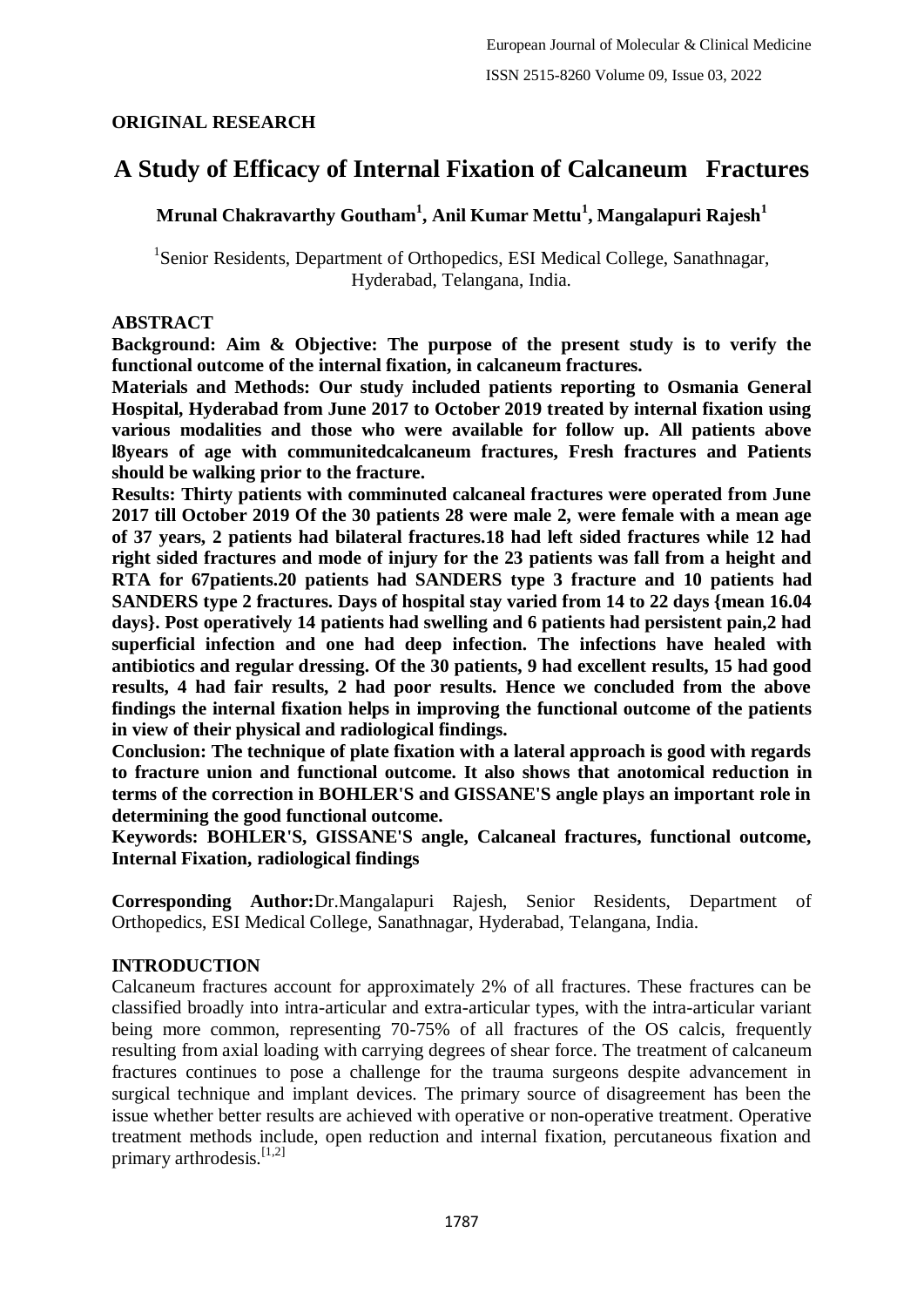**ORIGINAL RESEARCH**

# A Study of Efficacy of Internal Fixation of Calcaneum Fractures

**Mrunal Chakravarthy Goutham[1], Anil Kumar Mettu[1], Mangalapuri Rajesh[1]**

[1]Senior Residents, Department of Orthopedics, ESI Medical College, Sanathnagar, Hyderabad, Telangana, India.

## ABSTRACT

**Background: Aim & Objective: The purpose of the present study is to verify the functional outcome of the internal fixation, in calcaneum fractures.**

**Materials and Methods: Our study included patients reporting to Osmania General Hospital, Hyderabad from June 2017 to October 2019 treated by internal fixation using various modalities and those who were available for follow up. All patients above l8years of age with communitedcalcaneum fractures, Fresh fractures and Patients should be walking prior to the fracture.**

**Results: Thirty patients with comminuted calcaneal fractures were operated from June 2017 till October 2019 Of the 30 patients 28 were male 2, were female with a mean age of 37 years, 2 patients had bilateral fractures.18 had left sided fractures while 12 had right sided fractures and mode of injury for the 23 patients was fall from a height and RTA for 67patients.20 patients had SANDERS type 3 fracture and 10 patients had SANDERS type 2 fractures. Days of hospital stay varied from 14 to 22 days {mean 16.04 days}. Post operatively 14 patients had swelling and 6 patients had persistent pain,2 had superficial infection and one had deep infection. The infections have healed with antibiotics and regular dressing. Of the 30 patients, 9 had excellent results, 15 had good results, 4 had fair results, 2 had poor results. Hence we concluded from the above findings the internal fixation helps in improving the functional outcome of the patients in view of their physical and radiological findings.**

**Conclusion: The technique of plate fixation with a lateral approach is good with regards to fracture union and functional outcome. It also shows that anotomical reduction in terms of the correction in BOHLER'S and GISSANE'S angle plays an important role in determining the good functional outcome.**

**Keywords: BOHLER'S, GISSANE'S angle, Calcaneal fractures, functional outcome, Internal Fixation, radiological findings**

**Corresponding Author:**Dr.Mangalapuri Rajesh, Senior Residents, Department of Orthopedics, ESI Medical College, Sanathnagar, Hyderabad, Telangana, India.

## INTRODUCTION

Calcaneum fractures account for approximately 2% of all fractures. These fractures can be classified broadly into intra-articular and extra-articular types, with the intra-articular variant being more common, representing 70-75% of all fractures of the OS calcis, frequently resulting from axial loading with carrying degrees of shear force. The treatment of calcaneum fractures continues to pose a challenge for the trauma surgeons despite advancement in surgical technique and implant devices. The primary source of disagreement has been the issue whether better results are achieved with operative or non-operative treatment. Operative treatment methods include, open reduction and internal fixation, percutaneous fixation and primary arthrodesis.[1,2]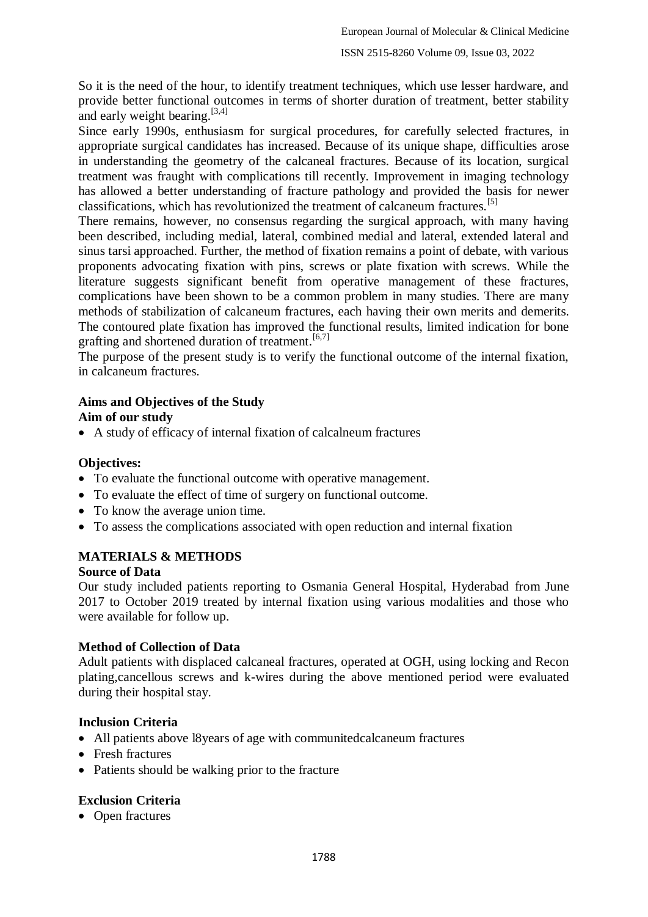So it is the need of the hour, to identify treatment techniques, which use lesser hardware, and provide better functional outcomes in terms of shorter duration of treatment, better stability and early weight bearing.[3,4]

Since early 1990s, enthusiasm for surgical procedures, for carefully selected fractures, in appropriate surgical candidates has increased. Because of its unique shape, difficulties arose in understanding the geometry of the calcaneal fractures. Because of its location, surgical treatment was fraught with complications till recently. Improvement in imaging technology has allowed a better understanding of fracture pathology and provided the basis for newer classifications, which has revolutionized the treatment of calcaneum fractures.[5]

There remains, however, no consensus regarding the surgical approach, with many having been described, including medial, lateral, combined medial and lateral, extended lateral and sinus tarsi approached. Further, the method of fixation remains a point of debate, with various proponents advocating fixation with pins, screws or plate fixation with screws. While the literature suggests significant benefit from operative management of these fractures, complications have been shown to be a common problem in many studies. There are many methods of stabilization of calcaneum fractures, each having their own merits and demerits. The contoured plate fixation has improved the functional results, limited indication for bone grafting and shortened duration of treatment.[6,7]

The purpose of the present study is to verify the functional outcome of the internal fixation, in calcaneum fractures.

### Aims and Objectives of the Study

**Aim of our study**

- A study of efficacy of internal fixation of calcalneum fractures

**Objectives:**

- To evaluate the functional outcome with operative management.
- To evaluate the effect of time of surgery on functional outcome.
- To know the average union time.
- To assess the complications associated with open reduction and internal fixation

## MATERIALS & METHODS

### Source of Data

Our study included patients reporting to Osmania General Hospital, Hyderabad from June 2017 to October 2019 treated by internal fixation using various modalities and those who were available for follow up.

### Method of Collection of Data

Adult patients with displaced calcaneal fractures, operated at OGH, using locking and Recon plating,cancellous screws and k-wires during the above mentioned period were evaluated during their hospital stay.

### Inclusion Criteria

- All patients above l8years of age with communitedcalcaneum fractures
- Fresh fractures
- Patients should be walking prior to the fracture

### Exclusion Criteria

- Open fractures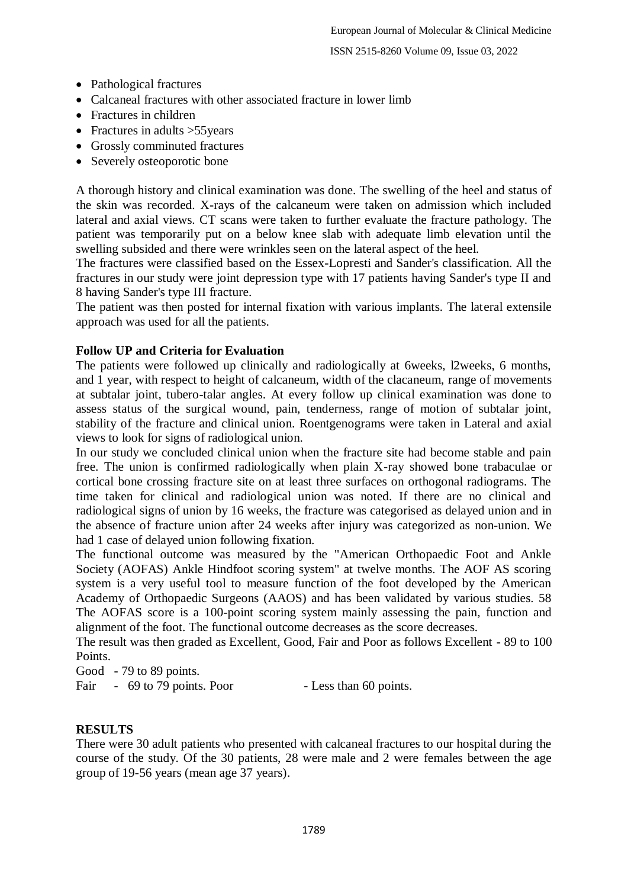- Pathological fractures
- Calcaneal fractures with other associated fracture in lower limb
- Fractures in children
- Fractures in adults >55years
- Grossly comminuted fractures
- Severely osteoporotic bone

A thorough history and clinical examination was done. The swelling of the heel and status of the skin was recorded. X-rays of the calcaneum were taken on admission which included lateral and axial views. CT scans were taken to further evaluate the fracture pathology. The patient was temporarily put on a below knee slab with adequate limb elevation until the swelling subsided and there were wrinkles seen on the lateral aspect of the heel.
The fractures were classified based on the Essex-Lopresti and Sander's classification. All the fractures in our study were joint depression type with 17 patients having Sander's type II and 8 having Sander's type III fracture.
The patient was then posted for internal fixation with various implants. The lateral extensile approach was used for all the patients.

**Follow UP and Criteria for Evaluation**

The patients were followed up clinically and radiologically at 6weeks, l2weeks, 6 months, and 1 year, with respect to height of calcaneum, width of the clacaneum, range of movements at subtalar joint, tubero-talar angles. At every follow up clinical examination was done to assess status of the surgical wound, pain, tenderness, range of motion of subtalar joint, stability of the fracture and clinical union. Roentgenograms were taken in Lateral and axial views to look for signs of radiological union.
In our study we concluded clinical union when the fracture site had become stable and pain free. The union is confirmed radiologically when plain X-ray showed bone trabaculae or cortical bone crossing fracture site on at least three surfaces on orthogonal radiograms. The time taken for clinical and radiological union was noted. If there are no clinical and radiological signs of union by 16 weeks, the fracture was categorised as delayed union and in the absence of fracture union after 24 weeks after injury was categorized as non-union. We had 1 case of delayed union following fixation.
The functional outcome was measured by the "American Orthopaedic Foot and Ankle Society (AOFAS) Ankle Hindfoot scoring system" at twelve months. The AOF AS scoring system is a very useful tool to measure function of the foot developed by the American Academy of Orthopaedic Surgeons (AAOS) and has been validated by various studies. 58 The AOFAS score is a 100-point scoring system mainly assessing the pain, function and alignment of the foot. The functional outcome decreases as the score decreases.
The result was then graded as Excellent, Good, Fair and Poor as follows Excellent - 89 to 100 Points.
Good - 79 to 89 points.
Fair - 69 to 79 points. Poor - Less than 60 points.

**RESULTS**

There were 30 adult patients who presented with calcaneal fractures to our hospital during the course of the study. Of the 30 patients, 28 were male and 2 were females between the age group of 19-56 years (mean age 37 years).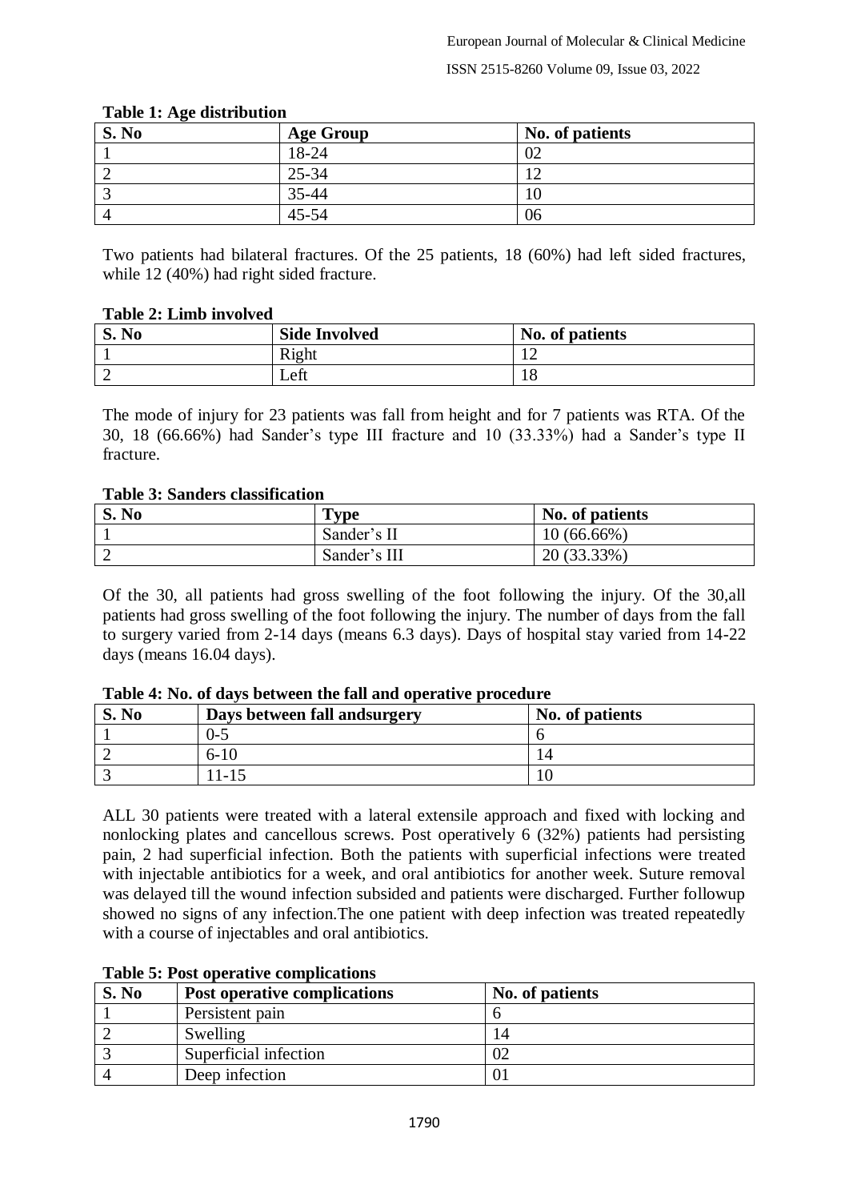**Table 1: Age distribution**

| S. No | Age Group | No. of patients |
|---|---|---|
| 1 | 18-24 | 02 |
| 2 | 25-34 | 12 |
| 3 | 35-44 | 10 |
| 4 | 45-54 | 06 |

Two patients had bilateral fractures. Of the 25 patients, 18 (60%) had left sided fractures, while 12 (40%) had right sided fracture.

**Table 2: Limb involved**

| S. No | Side Involved | No. of patients |
|---|---|---|
| 1 | Right | 12 |
| 2 | Left | 18 |

The mode of injury for 23 patients was fall from height and for 7 patients was RTA. Of the 30, 18 (66.66%) had Sander's type III fracture and 10 (33.33%) had a Sander's type II fracture.

**Table 3: Sanders classification**

| S. No | Type | No. of patients |
|---|---|---|
| 1 | Sander's II | 10 (66.66%) |
| 2 | Sander's III | 20 (33.33%) |

Of the 30, all patients had gross swelling of the foot following the injury. Of the 30,all patients had gross swelling of the foot following the injury. The number of days from the fall to surgery varied from 2-14 days (means 6.3 days). Days of hospital stay varied from 14-22 days (means 16.04 days).

**Table 4: No. of days between the fall and operative procedure**

| S. No | Days between fall andsurgery | No. of patients |
|---|---|---|
| 1 | 0-5 | 6 |
| 2 | 6-10 | 14 |
| 3 | 11-15 | 10 |

ALL 30 patients were treated with a lateral extensile approach and fixed with locking and nonlocking plates and cancellous screws. Post operatively 6 (32%) patients had persisting pain, 2 had superficial infection. Both the patients with superficial infections were treated with injectable antibiotics for a week, and oral antibiotics for another week. Suture removal was delayed till the wound infection subsided and patients were discharged. Further followup showed no signs of any infection.The one patient with deep infection was treated repeatedly with a course of injectables and oral antibiotics.

**Table 5: Post operative complications**

| S. No | Post operative complications | No. of patients |
|---|---|---|
| 1 | Persistent pain | 6 |
| 2 | Swelling | 14 |
| 3 | Superficial infection | 02 |
| 4 | Deep infection | 01 |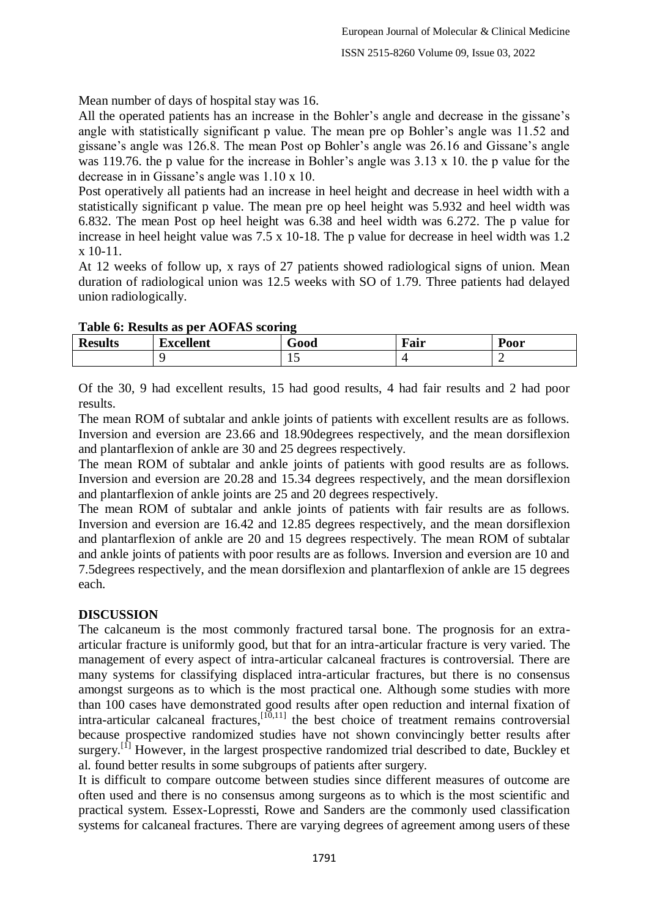Mean number of days of hospital stay was 16.

All the operated patients has an increase in the Bohler's angle and decrease in the gissane's angle with statistically significant p value. The mean pre op Bohler's angle was 11.52 and gissane's angle was 126.8. The mean Post op Bohler's angle was 26.16 and Gissane's angle was 119.76. the p value for the increase in Bohler's angle was 3.13 x 10. the p value for the decrease in in Gissane's angle was 1.10 x 10.

Post operatively all patients had an increase in heel height and decrease in heel width with a statistically significant p value. The mean pre op heel height was 5.932 and heel width was 6.832. The mean Post op heel height was 6.38 and heel width was 6.272. The p value for increase in heel height value was 7.5 x 10-18. The p value for decrease in heel width was 1.2 x 10-11.

At 12 weeks of follow up, x rays of 27 patients showed radiological signs of union. Mean duration of radiological union was 12.5 weeks with SO of 1.79. Three patients had delayed union radiologically.

**Table 6: Results as per AOFAS scoring**

| Results | Excellent | Good | Fair | Poor |
|---|---|---|---|---|
| | 9 | 15 | 4 | 2 |

Of the 30, 9 had excellent results, 15 had good results, 4 had fair results and 2 had poor results.

The mean ROM of subtalar and ankle joints of patients with excellent results are as follows. Inversion and eversion are 23.66 and 18.90degrees respectively, and the mean dorsiflexion and plantarflexion of ankle are 30 and 25 degrees respectively.

The mean ROM of subtalar and ankle joints of patients with good results are as follows. Inversion and eversion are 20.28 and 15.34 degrees respectively, and the mean dorsiflexion and plantarflexion of ankle joints are 25 and 20 degrees respectively.

The mean ROM of subtalar and ankle joints of patients with fair results are as follows. Inversion and eversion are 16.42 and 12.85 degrees respectively, and the mean dorsiflexion and plantarflexion of ankle are 20 and 15 degrees respectively. The mean ROM of subtalar and ankle joints of patients with poor results are as follows. Inversion and eversion are 10 and 7.5degrees respectively, and the mean dorsiflexion and plantarflexion of ankle are 15 degrees each.

## DISCUSSION

The calcaneum is the most commonly fractured tarsal bone. The prognosis for an extra-articular fracture is uniformly good, but that for an intra-articular fracture is very varied. The management of every aspect of intra-articular calcaneal fractures is controversial. There are many systems for classifying displaced intra-articular fractures, but there is no consensus amongst surgeons as to which is the most practical one. Although some studies with more than 100 cases have demonstrated good results after open reduction and internal fixation of intra-articular calcaneal fractures,[10,11] the best choice of treatment remains controversial because prospective randomized studies have not shown convincingly better results after surgery.[1] However, in the largest prospective randomized trial described to date, Buckley et al. found better results in some subgroups of patients after surgery.

It is difficult to compare outcome between studies since different measures of outcome are often used and there is no consensus among surgeons as to which is the most scientific and practical system. Essex-Lopressti, Rowe and Sanders are the commonly used classification systems for calcaneal fractures. There are varying degrees of agreement among users of these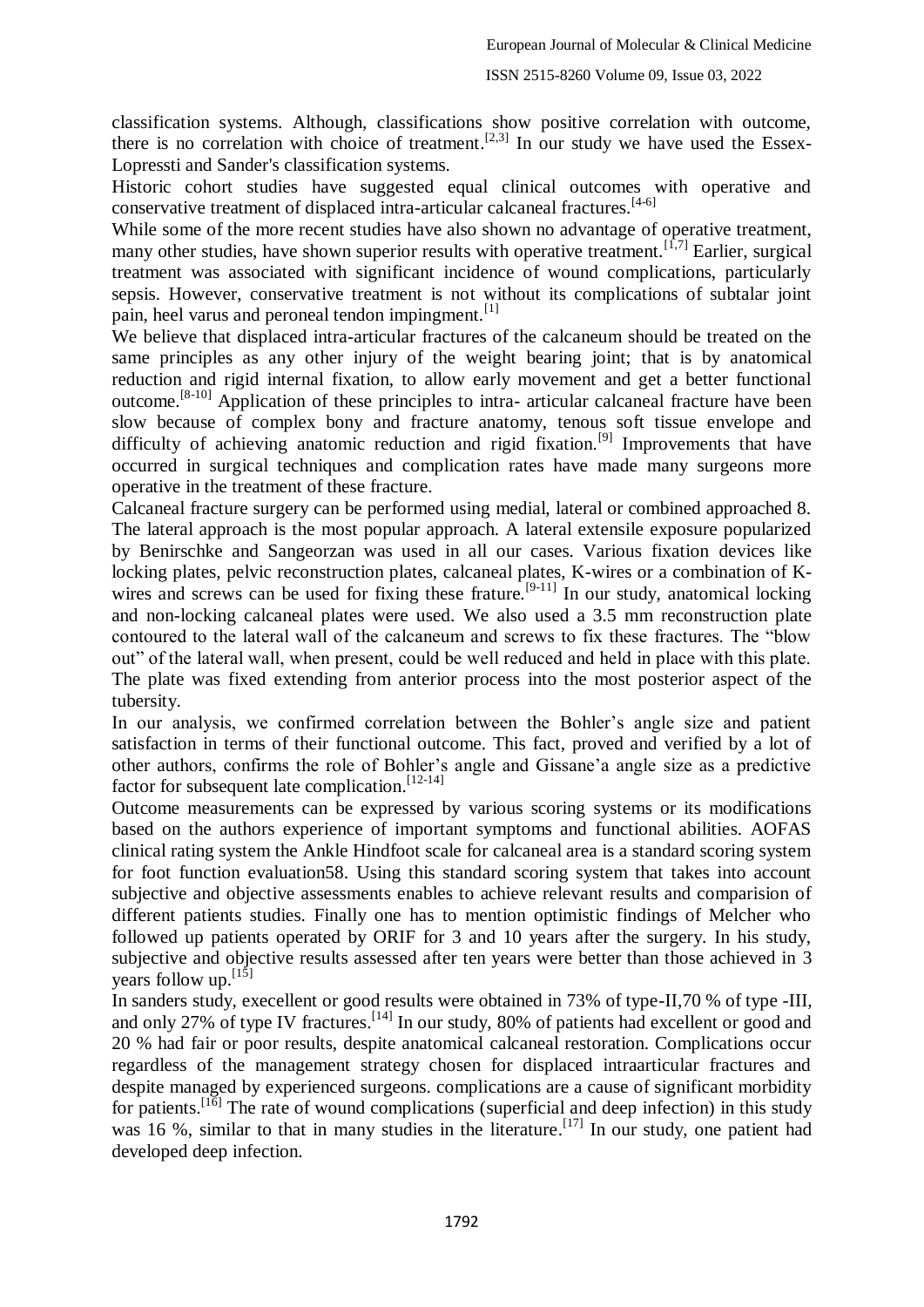classification systems. Although, classifications show positive correlation with outcome, there is no correlation with choice of treatment.[2,3] In our study we have used the Essex-Lopressti and Sander's classification systems.

Historic cohort studies have suggested equal clinical outcomes with operative and conservative treatment of displaced intra-articular calcaneal fractures.[4-6]

While some of the more recent studies have also shown no advantage of operative treatment, many other studies, have shown superior results with operative treatment.[1,7] Earlier, surgical treatment was associated with significant incidence of wound complications, particularly sepsis. However, conservative treatment is not without its complications of subtalar joint pain, heel varus and peroneal tendon impingment.[1]

We believe that displaced intra-articular fractures of the calcaneum should be treated on the same principles as any other injury of the weight bearing joint; that is by anatomical reduction and rigid internal fixation, to allow early movement and get a better functional outcome.[8-10] Application of these principles to intra- articular calcaneal fracture have been slow because of complex bony and fracture anatomy, tenous soft tissue envelope and difficulty of achieving anatomic reduction and rigid fixation.[9] Improvements that have occurred in surgical techniques and complication rates have made many surgeons more operative in the treatment of these fracture.

Calcaneal fracture surgery can be performed using medial, lateral or combined approached 8. The lateral approach is the most popular approach. A lateral extensile exposure popularized by Benirschke and Sangeorzan was used in all our cases. Various fixation devices like locking plates, pelvic reconstruction plates, calcaneal plates, K-wires or a combination of K-wires and screws can be used for fixing these frature.[9-11] In our study, anatomical locking and non-locking calcaneal plates were used. We also used a 3.5 mm reconstruction plate contoured to the lateral wall of the calcaneum and screws to fix these fractures. The "blow out" of the lateral wall, when present, could be well reduced and held in place with this plate. The plate was fixed extending from anterior process into the most posterior aspect of the tubersity.

In our analysis, we confirmed correlation between the Bohler's angle size and patient satisfaction in terms of their functional outcome. This fact, proved and verified by a lot of other authors, confirms the role of Bohler's angle and Gissane'a angle size as a predictive factor for subsequent late complication.[12-14]

Outcome measurements can be expressed by various scoring systems or its modifications based on the authors experience of important symptoms and functional abilities. AOFAS clinical rating system the Ankle Hindfoot scale for calcaneal area is a standard scoring system for foot function evaluation58. Using this standard scoring system that takes into account subjective and objective assessments enables to achieve relevant results and comparision of different patients studies. Finally one has to mention optimistic findings of Melcher who followed up patients operated by ORIF for 3 and 10 years after the surgery. In his study, subjective and objective results assessed after ten years were better than those achieved in 3 years follow up.[15]

In sanders study, execellent or good results were obtained in 73% of type-II,70 % of type -III, and only 27% of type IV fractures.[14] In our study, 80% of patients had excellent or good and 20 % had fair or poor results, despite anatomical calcaneal restoration. Complications occur regardless of the management strategy chosen for displaced intraarticular fractures and despite managed by experienced surgeons. complications are a cause of significant morbidity for patients.[16] The rate of wound complications (superficial and deep infection) in this study was 16 %, similar to that in many studies in the literature.[17] In our study, one patient had developed deep infection.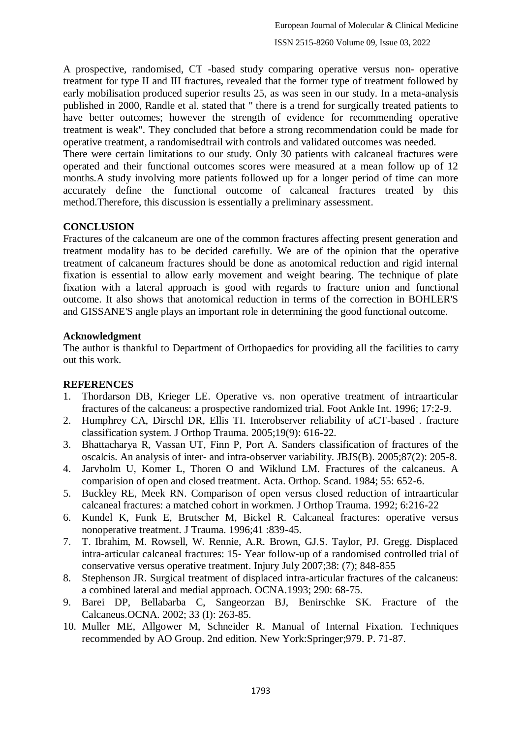A prospective, randomised, CT -based study comparing operative versus non- operative treatment for type II and III fractures, revealed that the former type of treatment followed by early mobilisation produced superior results 25, as was seen in our study. In a meta-analysis published in 2000, Randle et al. stated that " there is a trend for surgically treated patients to have better outcomes; however the strength of evidence for recommending operative treatment is weak". They concluded that before a strong recommendation could be made for operative treatment, a randomisedtrail with controls and validated outcomes was needed.

There were certain limitations to our study. Only 30 patients with calcaneal fractures were operated and their functional outcomes scores were measured at a mean follow up of 12 months.A study involving more patients followed up for a longer period of time can more accurately define the functional outcome of calcaneal fractures treated by this method.Therefore, this discussion is essentially a preliminary assessment.

## CONCLUSION

Fractures of the calcaneum are one of the common fractures affecting present generation and treatment modality has to be decided carefully. We are of the opinion that the operative treatment of calcaneum fractures should be done as anotomical reduction and rigid internal fixation is essential to allow early movement and weight bearing. The technique of plate fixation with a lateral approach is good with regards to fracture union and functional outcome. It also shows that anotomical reduction in terms of the correction in BOHLER'S and GISSANE'S angle plays an important role in determining the good functional outcome.

## Acknowledgment

The author is thankful to Department of Orthopaedics for providing all the facilities to carry out this work.

## REFERENCES

1. Thordarson DB, Krieger LE. Operative vs. non operative treatment of intraarticular fractures of the calcaneus: a prospective randomized trial. Foot Ankle Int. 1996; 17:2-9.
2. Humphrey CA, Dirschl DR, Ellis TI. Interobserver reliability of aCT-based . fracture classification system. J Orthop Trauma. 2005;19(9): 616-22.
3. Bhattacharya R, Vassan UT, Finn P, Port A. Sanders classification of fractures of the oscalcis. An analysis of inter- and intra-observer variability. JBJS(B). 2005;87(2): 205-8.
4. Jarvholm U, Komer L, Thoren O and Wiklund LM. Fractures of the calcaneus. A comparision of open and closed treatment. Acta. Orthop. Scand. 1984; 55: 652-6.
5. Buckley RE, Meek RN. Comparison of open versus closed reduction of intraarticular calcaneal fractures: a matched cohort in workmen. J Orthop Trauma. 1992; 6:216-22
6. Kundel K, Funk E, Brutscher M, Bickel R. Calcaneal fractures: operative versus nonoperative treatment. J Trauma. 1996;41 :839-45.
7. T. Ibrahim, M. Rowsell, W. Rennie, A.R. Brown, GJ.S. Taylor, PJ. Gregg. Displaced intra-articular calcaneal fractures: 15- Year follow-up of a randomised controlled trial of conservative versus operative treatment. Injury July 2007;38: (7); 848-855
8. Stephenson JR. Surgical treatment of displaced intra-articular fractures of the calcaneus: a combined lateral and medial approach. OCNA.1993; 290: 68-75.
9. Barei DP, Bellabarba C, Sangeorzan BJ, Benirschke SK. Fracture of the Calcaneus.OCNA. 2002; 33 (I): 263-85.
10. Muller ME, Allgower M, Schneider R. Manual of Internal Fixation. Techniques recommended by AO Group. 2nd edition. New York:Springer;979. P. 71-87.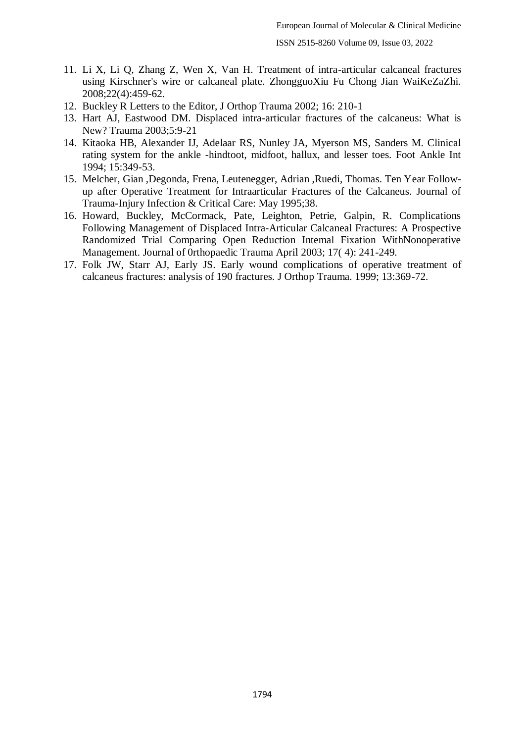11. Li X, Li Q, Zhang Z, Wen X, Van H. Treatment of intra-articular calcaneal fractures using Kirschner's wire or calcaneal plate. ZhongguoXiu Fu Chong Jian WaiKeZaZhi. 2008;22(4):459-62.
12. Buckley R Letters to the Editor, J Orthop Trauma 2002; 16: 210-1
13. Hart AJ, Eastwood DM. Displaced intra-articular fractures of the calcaneus: What is New? Trauma 2003;5:9-21
14. Kitaoka HB, Alexander IJ, Adelaar RS, Nunley JA, Myerson MS, Sanders M. Clinical rating system for the ankle -hindtoot, midfoot, hallux, and lesser toes. Foot Ankle Int 1994; 15:349-53.
15. Melcher, Gian ,Degonda, Frena, Leutenegger, Adrian ,Ruedi, Thomas. Ten Year Follow-up after Operative Treatment for Intraarticular Fractures of the Calcaneus. Journal of Trauma-Injury Infection & Critical Care: May 1995;38.
16. Howard, Buckley, McCormack, Pate, Leighton, Petrie, Galpin, R. Complications Following Management of Displaced Intra-Articular Calcaneal Fractures: A Prospective Randomized Trial Comparing Open Reduction Intemal Fixation WithNonoperative Management. Journal of 0rthopaedic Trauma April 2003; 17( 4): 241-249.
17. Folk JW, Starr AJ, Early JS. Early wound complications of operative treatment of calcaneus fractures: analysis of 190 fractures. J Orthop Trauma. 1999; 13:369-72.